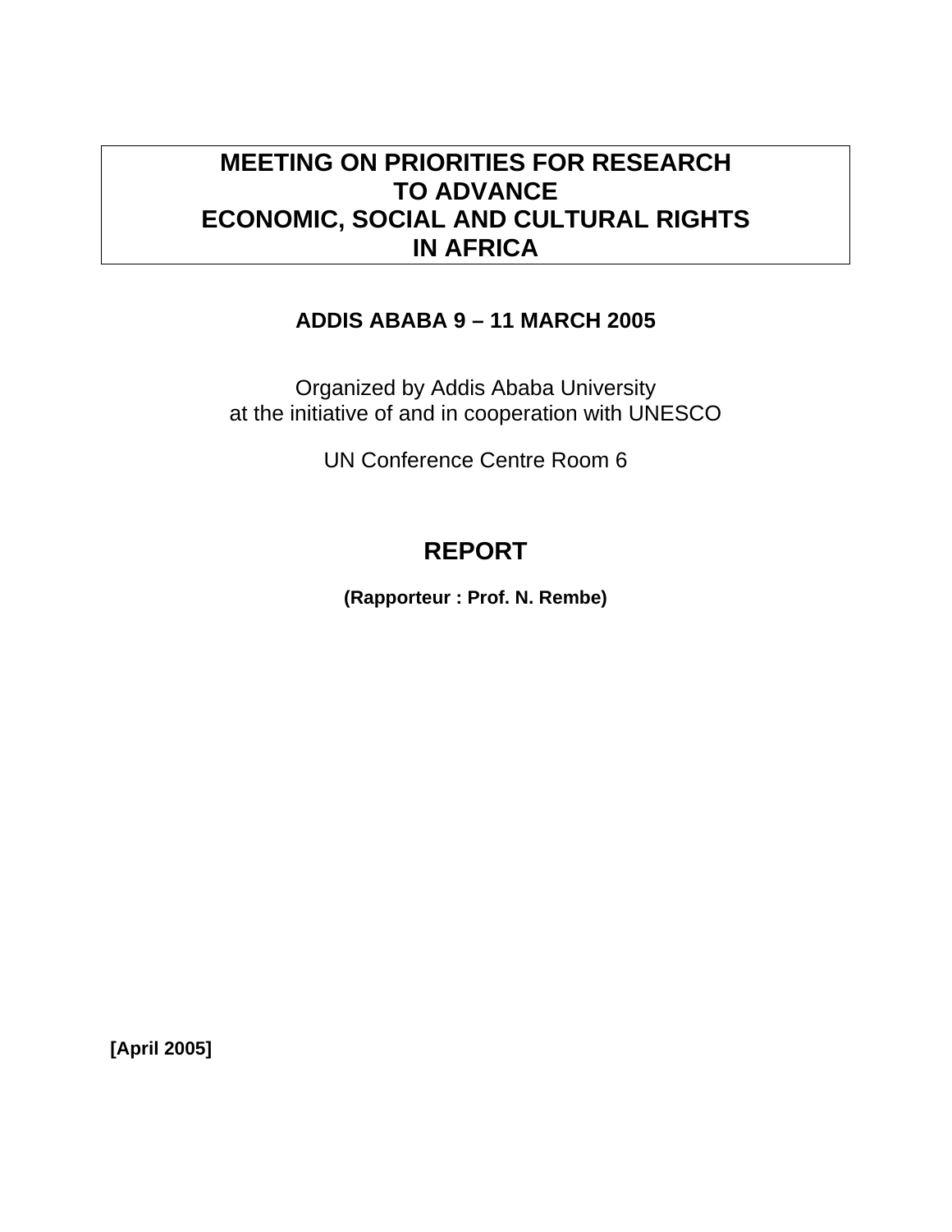# MEETING ON PRIORITIES FOR RESEARCH TO ADVANCE ECONOMIC, SOCIAL AND CULTURAL RIGHTS IN AFRICA

**ADDIS ABABA 9 – 11 MARCH 2005**

Organized by Addis Ababa University
at the initiative of and in cooperation with UNESCO

UN Conference Centre Room 6

## REPORT

**(Rapporteur : Prof. N. Rembe)**

**[April 2005]**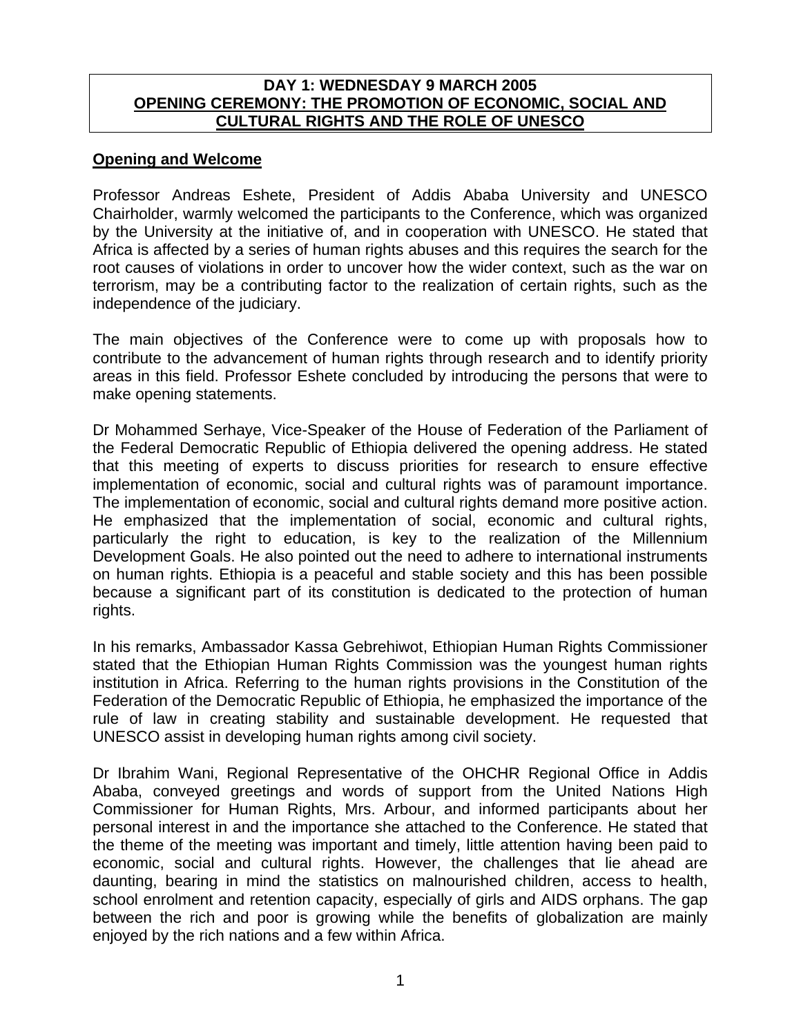**DAY 1: WEDNESDAY 9 MARCH 2005**
**OPENING CEREMONY: THE PROMOTION OF ECONOMIC, SOCIAL AND CULTURAL RIGHTS AND THE ROLE OF UNESCO**

## Opening and Welcome

Professor Andreas Eshete, President of Addis Ababa University and UNESCO Chairholder, warmly welcomed the participants to the Conference, which was organized by the University at the initiative of, and in cooperation with UNESCO. He stated that Africa is affected by a series of human rights abuses and this requires the search for the root causes of violations in order to uncover how the wider context, such as the war on terrorism, may be a contributing factor to the realization of certain rights, such as the independence of the judiciary.

The main objectives of the Conference were to come up with proposals how to contribute to the advancement of human rights through research and to identify priority areas in this field. Professor Eshete concluded by introducing the persons that were to make opening statements.

Dr Mohammed Serhaye, Vice-Speaker of the House of Federation of the Parliament of the Federal Democratic Republic of Ethiopia delivered the opening address. He stated that this meeting of experts to discuss priorities for research to ensure effective implementation of economic, social and cultural rights was of paramount importance. The implementation of economic, social and cultural rights demand more positive action. He emphasized that the implementation of social, economic and cultural rights, particularly the right to education, is key to the realization of the Millennium Development Goals. He also pointed out the need to adhere to international instruments on human rights. Ethiopia is a peaceful and stable society and this has been possible because a significant part of its constitution is dedicated to the protection of human rights.

In his remarks, Ambassador Kassa Gebrehiwot, Ethiopian Human Rights Commissioner stated that the Ethiopian Human Rights Commission was the youngest human rights institution in Africa. Referring to the human rights provisions in the Constitution of the Federation of the Democratic Republic of Ethiopia, he emphasized the importance of the rule of law in creating stability and sustainable development. He requested that UNESCO assist in developing human rights among civil society.

Dr Ibrahim Wani, Regional Representative of the OHCHR Regional Office in Addis Ababa, conveyed greetings and words of support from the United Nations High Commissioner for Human Rights, Mrs. Arbour, and informed participants about her personal interest in and the importance she attached to the Conference. He stated that the theme of the meeting was important and timely, little attention having been paid to economic, social and cultural rights. However, the challenges that lie ahead are daunting, bearing in mind the statistics on malnourished children, access to health, school enrolment and retention capacity, especially of girls and AIDS orphans. The gap between the rich and poor is growing while the benefits of globalization are mainly enjoyed by the rich nations and a few within Africa.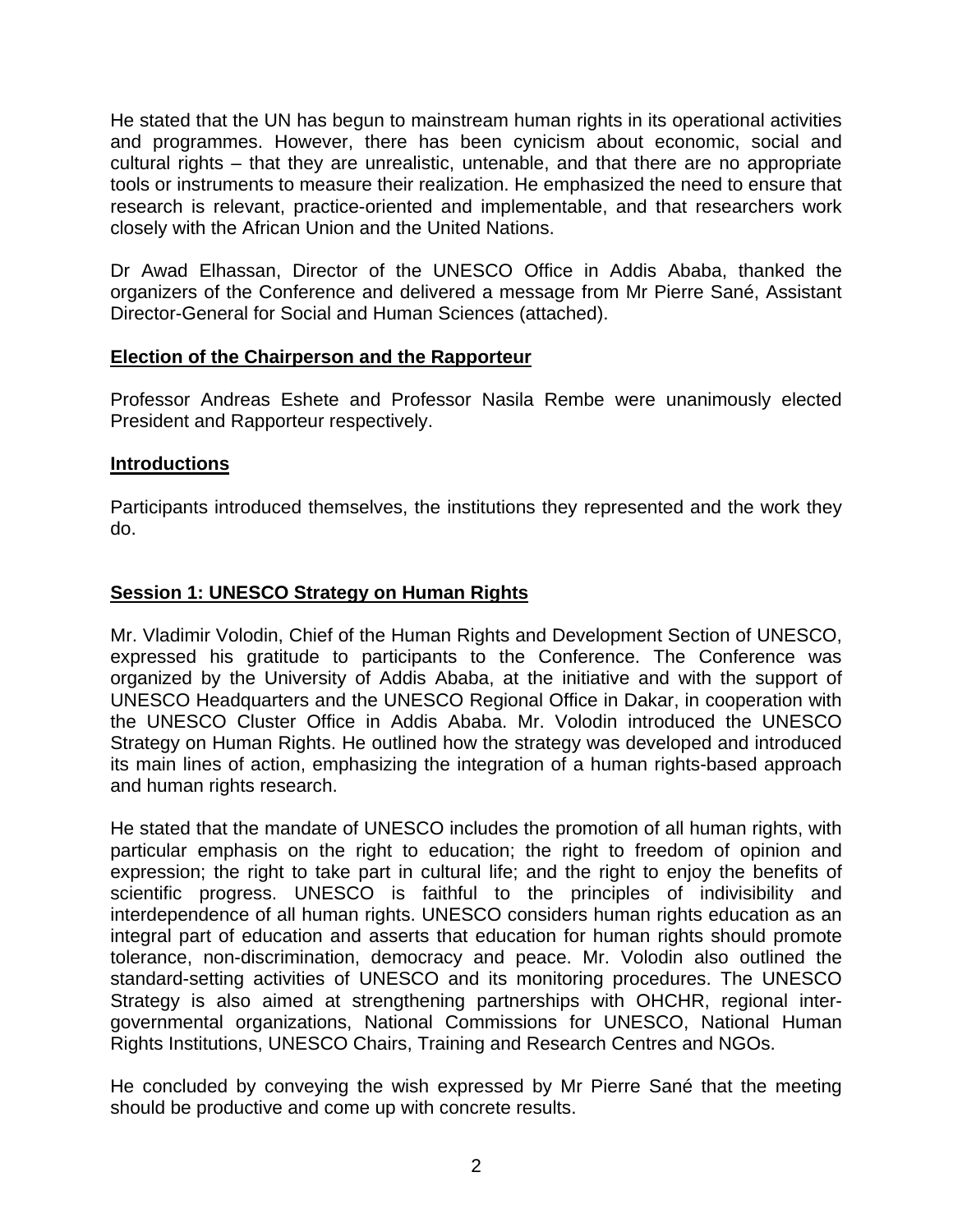He stated that the UN has begun to mainstream human rights in its operational activities and programmes. However, there has been cynicism about economic, social and cultural rights – that they are unrealistic, untenable, and that there are no appropriate tools or instruments to measure their realization. He emphasized the need to ensure that research is relevant, practice-oriented and implementable, and that researchers work closely with the African Union and the United Nations.

Dr Awad Elhassan, Director of the UNESCO Office in Addis Ababa, thanked the organizers of the Conference and delivered a message from Mr Pierre Sané, Assistant Director-General for Social and Human Sciences (attached).

**Election of the Chairperson and the Rapporteur**

Professor Andreas Eshete and Professor Nasila Rembe were unanimously elected President and Rapporteur respectively.

**Introductions**

Participants introduced themselves, the institutions they represented and the work they do.

**Session 1: UNESCO Strategy on Human Rights**

Mr. Vladimir Volodin, Chief of the Human Rights and Development Section of UNESCO, expressed his gratitude to participants to the Conference. The Conference was organized by the University of Addis Ababa, at the initiative and with the support of UNESCO Headquarters and the UNESCO Regional Office in Dakar, in cooperation with the UNESCO Cluster Office in Addis Ababa. Mr. Volodin introduced the UNESCO Strategy on Human Rights. He outlined how the strategy was developed and introduced its main lines of action, emphasizing the integration of a human rights-based approach and human rights research.

He stated that the mandate of UNESCO includes the promotion of all human rights, with particular emphasis on the right to education; the right to freedom of opinion and expression; the right to take part in cultural life; and the right to enjoy the benefits of scientific progress. UNESCO is faithful to the principles of indivisibility and interdependence of all human rights. UNESCO considers human rights education as an integral part of education and asserts that education for human rights should promote tolerance, non-discrimination, democracy and peace. Mr. Volodin also outlined the standard-setting activities of UNESCO and its monitoring procedures. The UNESCO Strategy is also aimed at strengthening partnerships with OHCHR, regional inter-governmental organizations, National Commissions for UNESCO, National Human Rights Institutions, UNESCO Chairs, Training and Research Centres and NGOs.

He concluded by conveying the wish expressed by Mr Pierre Sané that the meeting should be productive and come up with concrete results.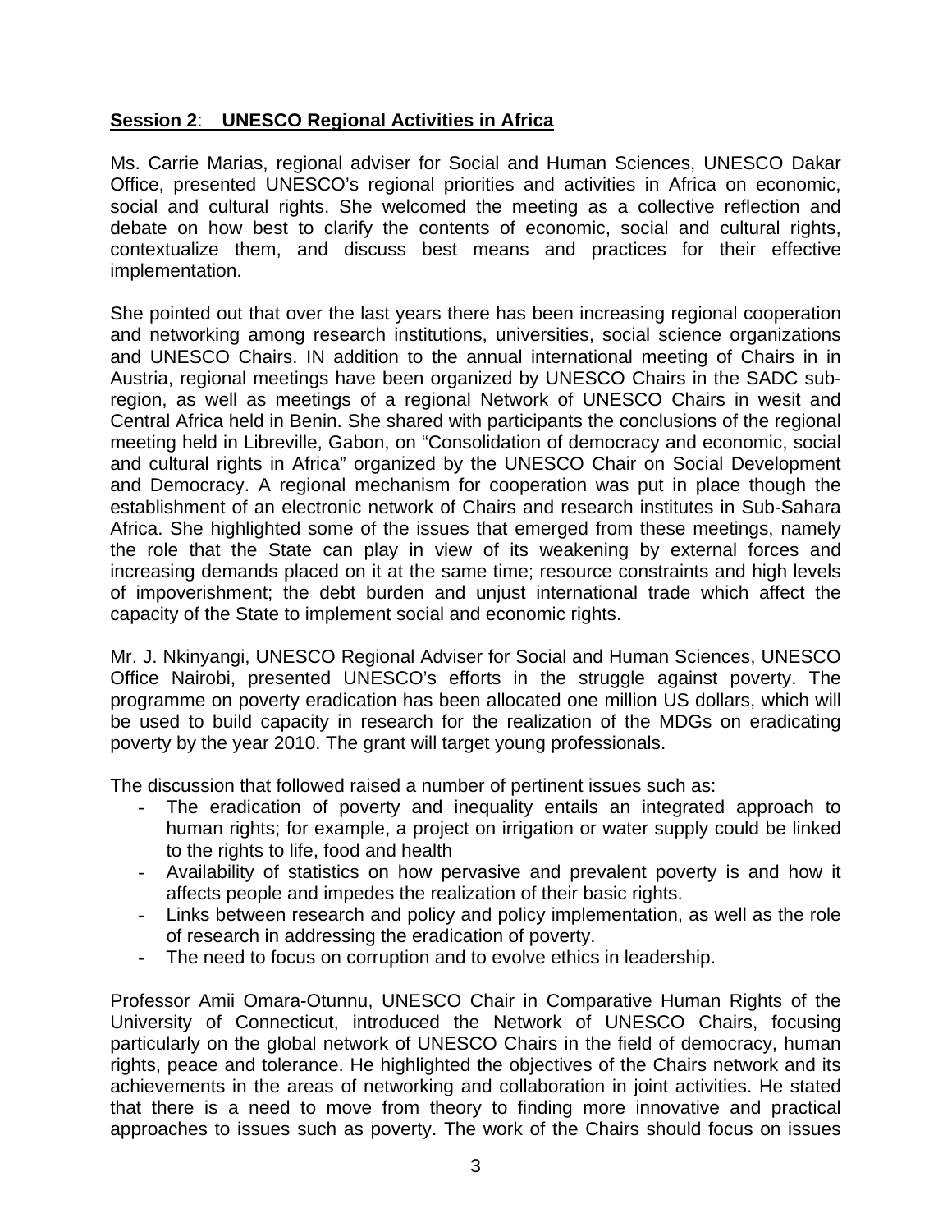**Session 2**: **UNESCO Regional Activities in Africa**

Ms. Carrie Marias, regional adviser for Social and Human Sciences, UNESCO Dakar Office, presented UNESCO's regional priorities and activities in Africa on economic, social and cultural rights. She welcomed the meeting as a collective reflection and debate on how best to clarify the contents of economic, social and cultural rights, contextualize them, and discuss best means and practices for their effective implementation.

She pointed out that over the last years there has been increasing regional cooperation and networking among research institutions, universities, social science organizations and UNESCO Chairs. IN addition to the annual international meeting of Chairs in in Austria, regional meetings have been organized by UNESCO Chairs in the SADC sub-region, as well as meetings of a regional Network of UNESCO Chairs in wesit and Central Africa held in Benin. She shared with participants the conclusions of the regional meeting held in Libreville, Gabon, on "Consolidation of democracy and economic, social and cultural rights in Africa" organized by the UNESCO Chair on Social Development and Democracy. A regional mechanism for cooperation was put in place though the establishment of an electronic network of Chairs and research institutes in Sub-Sahara Africa. She highlighted some of the issues that emerged from these meetings, namely the role that the State can play in view of its weakening by external forces and increasing demands placed on it at the same time; resource constraints and high levels of impoverishment; the debt burden and unjust international trade which affect the capacity of the State to implement social and economic rights.

Mr. J. Nkinyangi, UNESCO Regional Adviser for Social and Human Sciences, UNESCO Office Nairobi, presented UNESCO's efforts in the struggle against poverty. The programme on poverty eradication has been allocated one million US dollars, which will be used to build capacity in research for the realization of the MDGs on eradicating poverty by the year 2010. The grant will target young professionals.

The discussion that followed raised a number of pertinent issues such as:

- The eradication of poverty and inequality entails an integrated approach to human rights; for example, a project on irrigation or water supply could be linked to the rights to life, food and health
- Availability of statistics on how pervasive and prevalent poverty is and how it affects people and impedes the realization of their basic rights.
- Links between research and policy and policy implementation, as well as the role of research in addressing the eradication of poverty.
- The need to focus on corruption and to evolve ethics in leadership.

Professor Amii Omara-Otunnu, UNESCO Chair in Comparative Human Rights of the University of Connecticut, introduced the Network of UNESCO Chairs, focusing particularly on the global network of UNESCO Chairs in the field of democracy, human rights, peace and tolerance. He highlighted the objectives of the Chairs network and its achievements in the areas of networking and collaboration in joint activities. He stated that there is a need to move from theory to finding more innovative and practical approaches to issues such as poverty. The work of the Chairs should focus on issues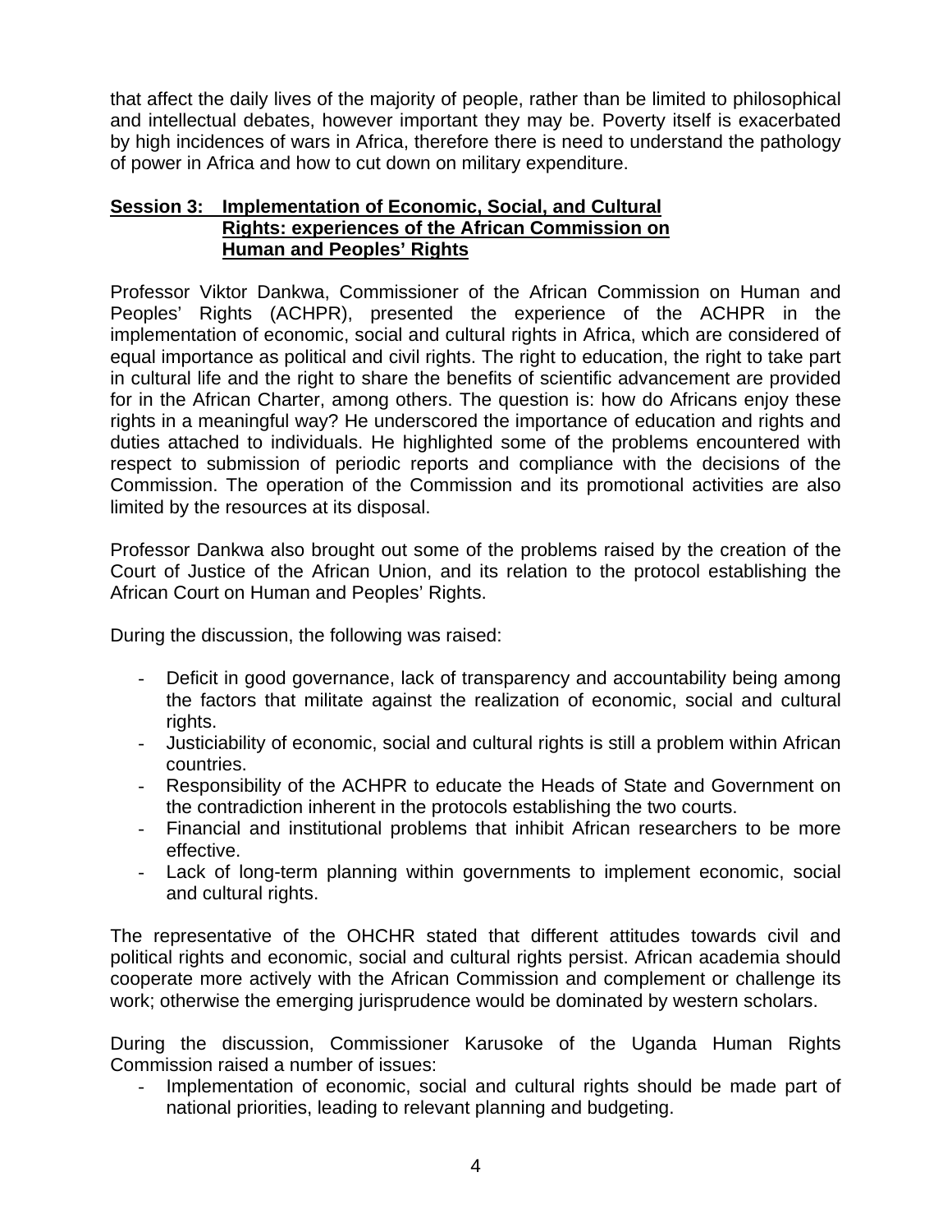that affect the daily lives of the majority of people, rather than be limited to philosophical and intellectual debates, however important they may be. Poverty itself is exacerbated by high incidences of wars in Africa, therefore there is need to understand the pathology of power in Africa and how to cut down on military expenditure.

## Session 3: Implementation of Economic, Social, and Cultural Rights: experiences of the African Commission on Human and Peoples' Rights

Professor Viktor Dankwa, Commissioner of the African Commission on Human and Peoples' Rights (ACHPR), presented the experience of the ACHPR in the implementation of economic, social and cultural rights in Africa, which are considered of equal importance as political and civil rights. The right to education, the right to take part in cultural life and the right to share the benefits of scientific advancement are provided for in the African Charter, among others. The question is: how do Africans enjoy these rights in a meaningful way? He underscored the importance of education and rights and duties attached to individuals. He highlighted some of the problems encountered with respect to submission of periodic reports and compliance with the decisions of the Commission. The operation of the Commission and its promotional activities are also limited by the resources at its disposal.

Professor Dankwa also brought out some of the problems raised by the creation of the Court of Justice of the African Union, and its relation to the protocol establishing the African Court on Human and Peoples' Rights.

During the discussion, the following was raised:

- Deficit in good governance, lack of transparency and accountability being among the factors that militate against the realization of economic, social and cultural rights.
- Justiciability of economic, social and cultural rights is still a problem within African countries.
- Responsibility of the ACHPR to educate the Heads of State and Government on the contradiction inherent in the protocols establishing the two courts.
- Financial and institutional problems that inhibit African researchers to be more effective.
- Lack of long-term planning within governments to implement economic, social and cultural rights.

The representative of the OHCHR stated that different attitudes towards civil and political rights and economic, social and cultural rights persist. African academia should cooperate more actively with the African Commission and complement or challenge its work; otherwise the emerging jurisprudence would be dominated by western scholars.

During the discussion, Commissioner Karusoke of the Uganda Human Rights Commission raised a number of issues:

- Implementation of economic, social and cultural rights should be made part of national priorities, leading to relevant planning and budgeting.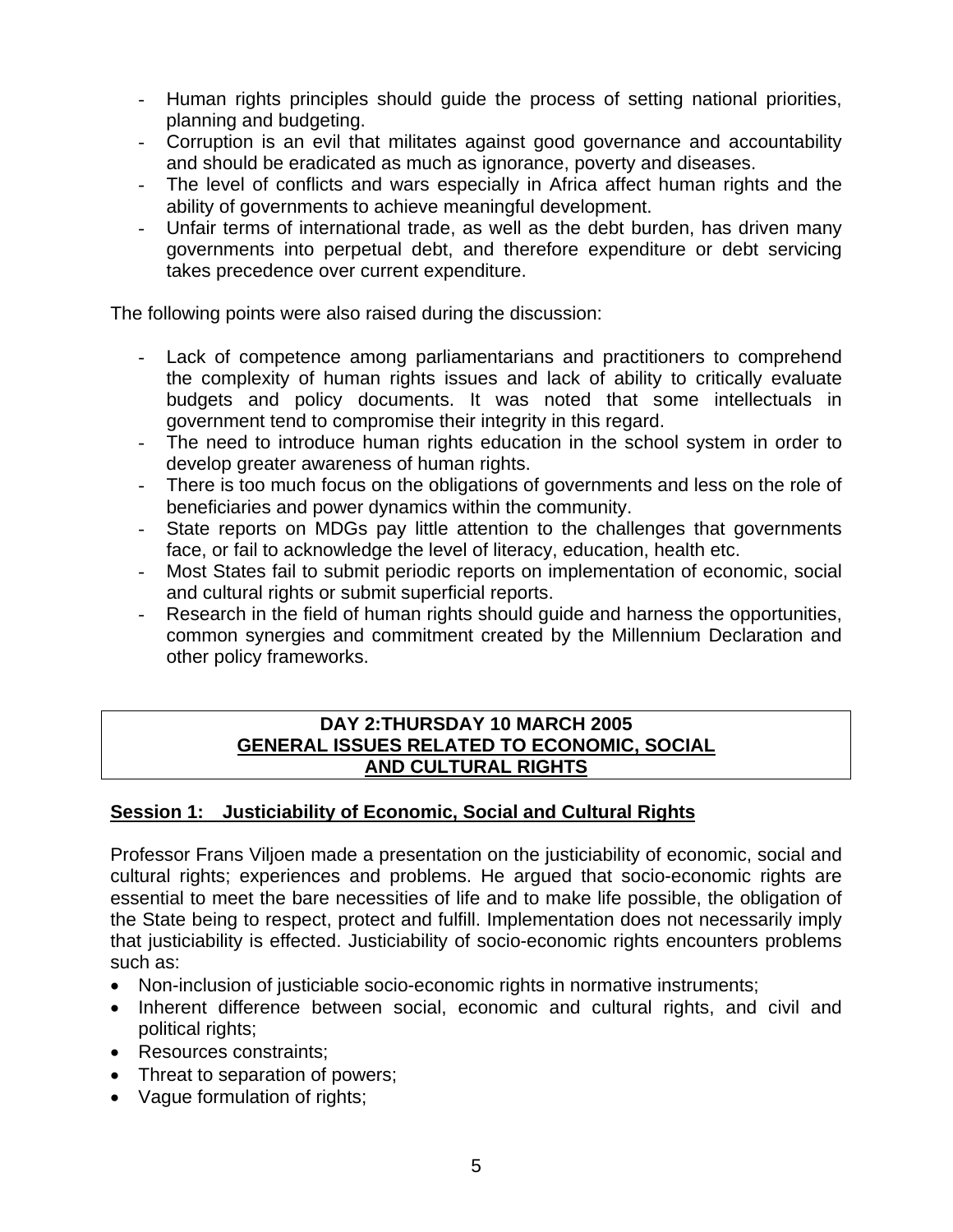- Human rights principles should guide the process of setting national priorities, planning and budgeting.
- Corruption is an evil that militates against good governance and accountability and should be eradicated as much as ignorance, poverty and diseases.
- The level of conflicts and wars especially in Africa affect human rights and the ability of governments to achieve meaningful development.
- Unfair terms of international trade, as well as the debt burden, has driven many governments into perpetual debt, and therefore expenditure or debt servicing takes precedence over current expenditure.

The following points were also raised during the discussion:

- Lack of competence among parliamentarians and practitioners to comprehend the complexity of human rights issues and lack of ability to critically evaluate budgets and policy documents. It was noted that some intellectuals in government tend to compromise their integrity in this regard.
- The need to introduce human rights education in the school system in order to develop greater awareness of human rights.
- There is too much focus on the obligations of governments and less on the role of beneficiaries and power dynamics within the community.
- State reports on MDGs pay little attention to the challenges that governments face, or fail to acknowledge the level of literacy, education, health etc.
- Most States fail to submit periodic reports on implementation of economic, social and cultural rights or submit superficial reports.
- Research in the field of human rights should guide and harness the opportunities, common synergies and commitment created by the Millennium Declaration and other policy frameworks.

## DAY 2:THURSDAY 10 MARCH 2005
## GENERAL ISSUES RELATED TO ECONOMIC, SOCIAL AND CULTURAL RIGHTS

### Session 1: Justiciability of Economic, Social and Cultural Rights

Professor Frans Viljoen made a presentation on the justiciability of economic, social and cultural rights; experiences and problems. He argued that socio-economic rights are essential to meet the bare necessities of life and to make life possible, the obligation of the State being to respect, protect and fulfill. Implementation does not necessarily imply that justiciability is effected. Justiciability of socio-economic rights encounters problems such as:

- Non-inclusion of justiciable socio-economic rights in normative instruments;
- Inherent difference between social, economic and cultural rights, and civil and political rights;
- Resources constraints;
- Threat to separation of powers;
- Vague formulation of rights;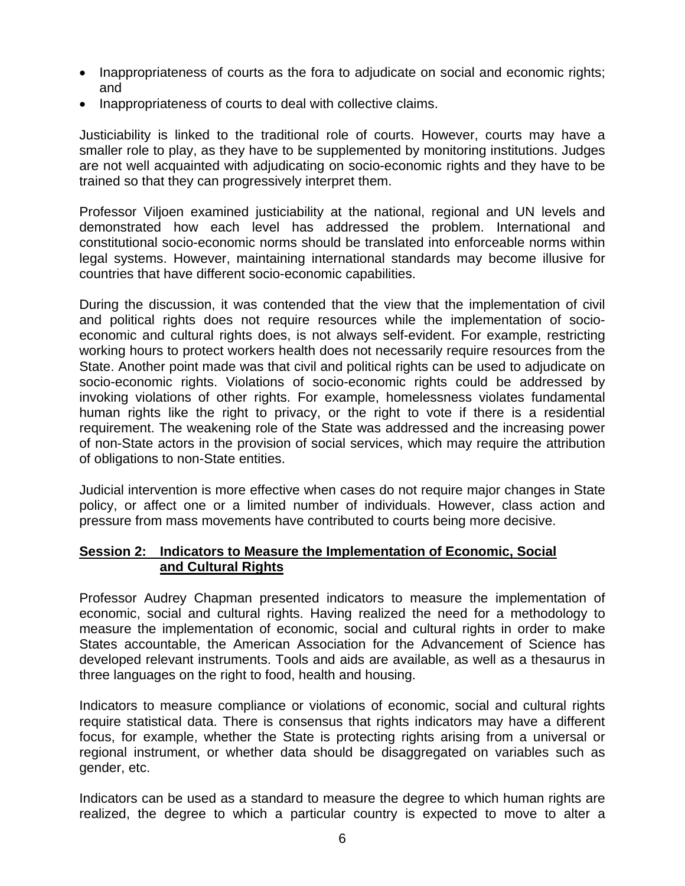- Inappropriateness of courts as the fora to adjudicate on social and economic rights; and
- Inappropriateness of courts to deal with collective claims.

Justiciability is linked to the traditional role of courts. However, courts may have a smaller role to play, as they have to be supplemented by monitoring institutions. Judges are not well acquainted with adjudicating on socio-economic rights and they have to be trained so that they can progressively interpret them.

Professor Viljoen examined justiciability at the national, regional and UN levels and demonstrated how each level has addressed the problem. International and constitutional socio-economic norms should be translated into enforceable norms within legal systems. However, maintaining international standards may become illusive for countries that have different socio-economic capabilities.

During the discussion, it was contended that the view that the implementation of civil and political rights does not require resources while the implementation of socio-economic and cultural rights does, is not always self-evident. For example, restricting working hours to protect workers health does not necessarily require resources from the State. Another point made was that civil and political rights can be used to adjudicate on socio-economic rights. Violations of socio-economic rights could be addressed by invoking violations of other rights. For example, homelessness violates fundamental human rights like the right to privacy, or the right to vote if there is a residential requirement. The weakening role of the State was addressed and the increasing power of non-State actors in the provision of social services, which may require the attribution of obligations to non-State entities.

Judicial intervention is more effective when cases do not require major changes in State policy, or affect one or a limited number of individuals. However, class action and pressure from mass movements have contributed to courts being more decisive.

## Session 2: Indicators to Measure the Implementation of Economic, Social and Cultural Rights

Professor Audrey Chapman presented indicators to measure the implementation of economic, social and cultural rights. Having realized the need for a methodology to measure the implementation of economic, social and cultural rights in order to make States accountable, the American Association for the Advancement of Science has developed relevant instruments. Tools and aids are available, as well as a thesaurus in three languages on the right to food, health and housing.

Indicators to measure compliance or violations of economic, social and cultural rights require statistical data. There is consensus that rights indicators may have a different focus, for example, whether the State is protecting rights arising from a universal or regional instrument, or whether data should be disaggregated on variables such as gender, etc.

Indicators can be used as a standard to measure the degree to which human rights are realized, the degree to which a particular country is expected to move to alter a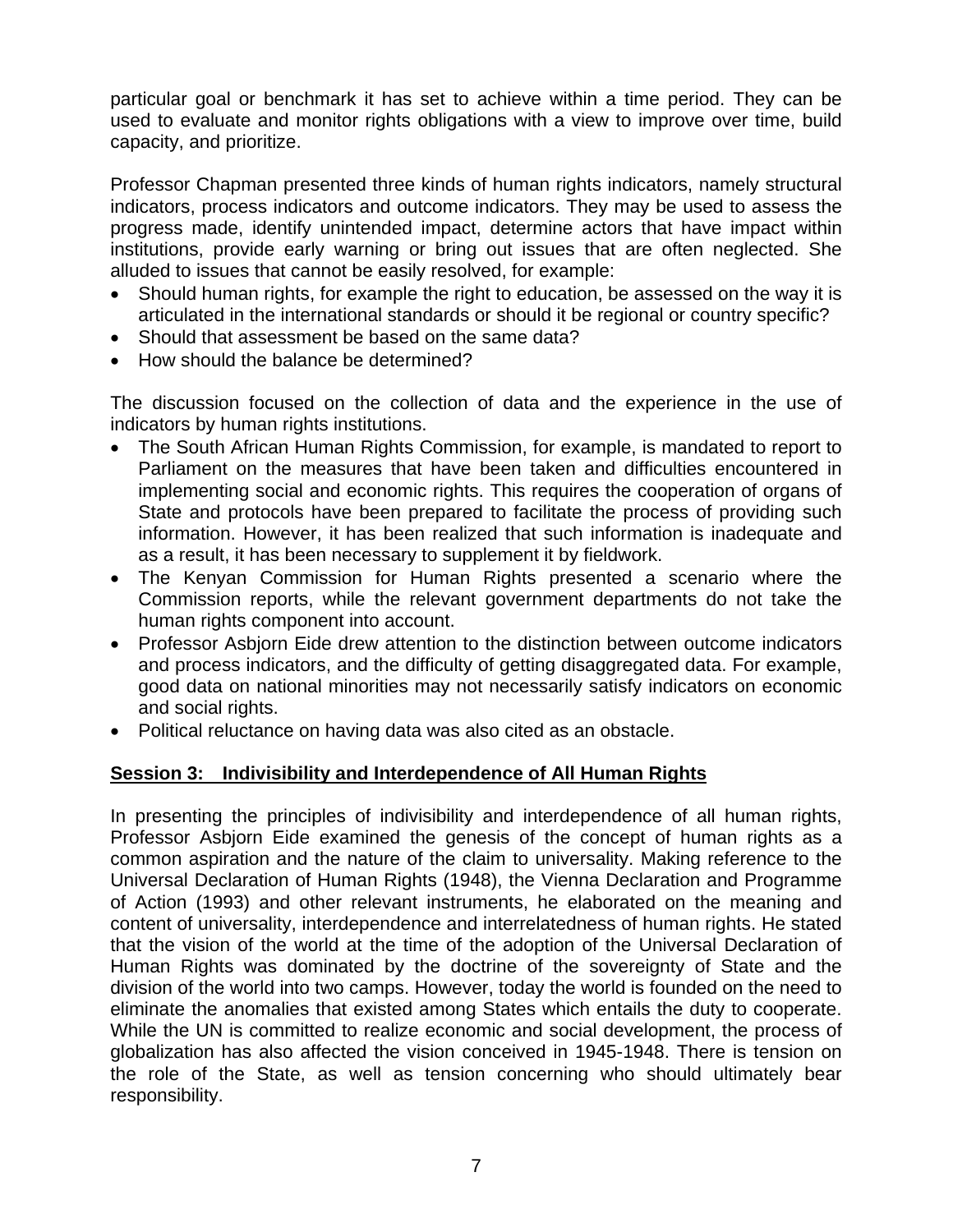particular goal or benchmark it has set to achieve within a time period. They can be used to evaluate and monitor rights obligations with a view to improve over time, build capacity, and prioritize.

Professor Chapman presented three kinds of human rights indicators, namely structural indicators, process indicators and outcome indicators. They may be used to assess the progress made, identify unintended impact, determine actors that have impact within institutions, provide early warning or bring out issues that are often neglected. She alluded to issues that cannot be easily resolved, for example:

- Should human rights, for example the right to education, be assessed on the way it is articulated in the international standards or should it be regional or country specific?
- Should that assessment be based on the same data?
- How should the balance be determined?

The discussion focused on the collection of data and the experience in the use of indicators by human rights institutions.

- The South African Human Rights Commission, for example, is mandated to report to Parliament on the measures that have been taken and difficulties encountered in implementing social and economic rights. This requires the cooperation of organs of State and protocols have been prepared to facilitate the process of providing such information. However, it has been realized that such information is inadequate and as a result, it has been necessary to supplement it by fieldwork.
- The Kenyan Commission for Human Rights presented a scenario where the Commission reports, while the relevant government departments do not take the human rights component into account.
- Professor Asbjorn Eide drew attention to the distinction between outcome indicators and process indicators, and the difficulty of getting disaggregated data. For example, good data on national minorities may not necessarily satisfy indicators on economic and social rights.
- Political reluctance on having data was also cited as an obstacle.

## Session 3: Indivisibility and Interdependence of All Human Rights

In presenting the principles of indivisibility and interdependence of all human rights, Professor Asbjorn Eide examined the genesis of the concept of human rights as a common aspiration and the nature of the claim to universality. Making reference to the Universal Declaration of Human Rights (1948), the Vienna Declaration and Programme of Action (1993) and other relevant instruments, he elaborated on the meaning and content of universality, interdependence and interrelatedness of human rights. He stated that the vision of the world at the time of the adoption of the Universal Declaration of Human Rights was dominated by the doctrine of the sovereignty of State and the division of the world into two camps. However, today the world is founded on the need to eliminate the anomalies that existed among States which entails the duty to cooperate. While the UN is committed to realize economic and social development, the process of globalization has also affected the vision conceived in 1945-1948. There is tension on the role of the State, as well as tension concerning who should ultimately bear responsibility.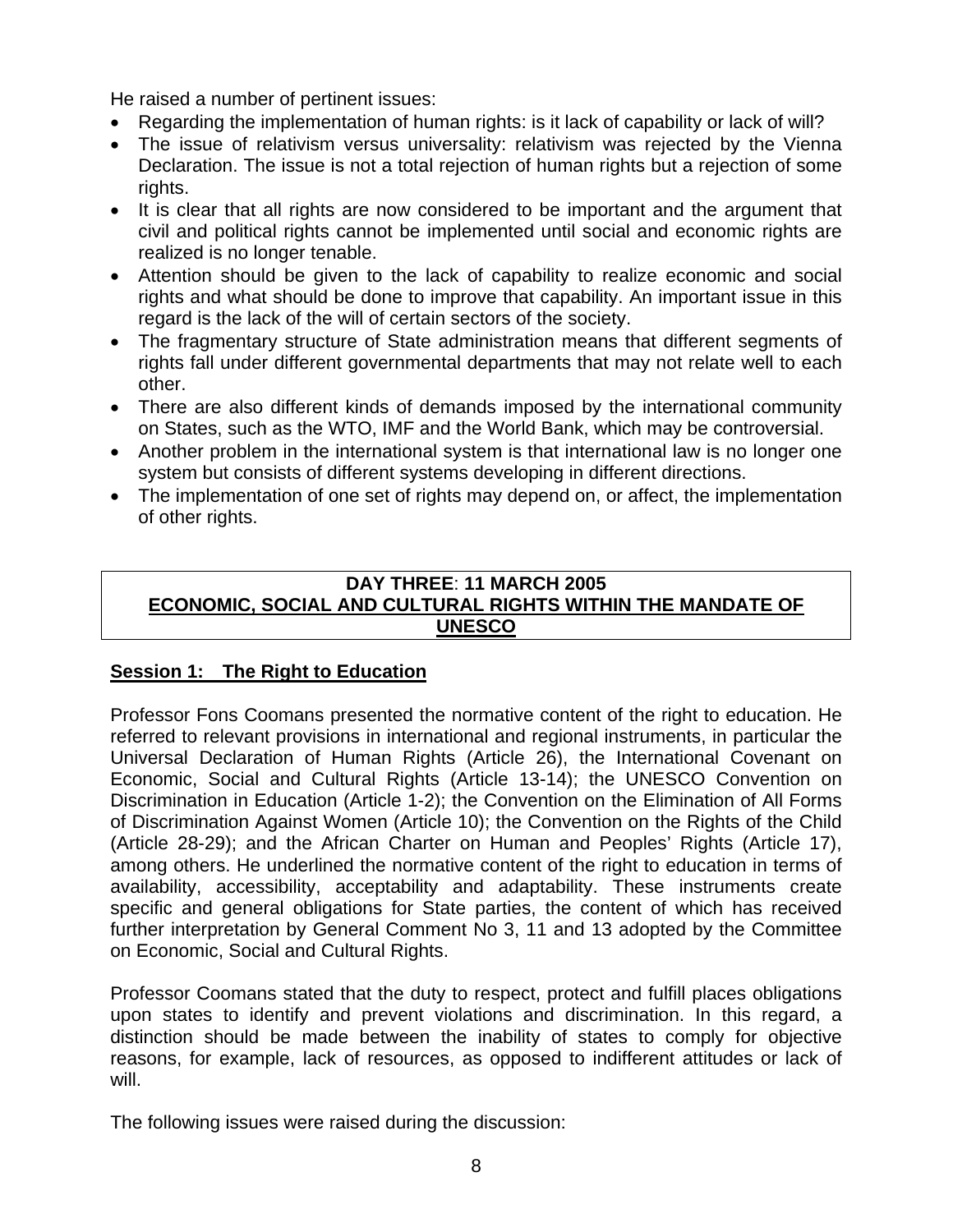He raised a number of pertinent issues:

- Regarding the implementation of human rights: is it lack of capability or lack of will?
- The issue of relativism versus universality: relativism was rejected by the Vienna Declaration. The issue is not a total rejection of human rights but a rejection of some rights.
- It is clear that all rights are now considered to be important and the argument that civil and political rights cannot be implemented until social and economic rights are realized is no longer tenable.
- Attention should be given to the lack of capability to realize economic and social rights and what should be done to improve that capability. An important issue in this regard is the lack of the will of certain sectors of the society.
- The fragmentary structure of State administration means that different segments of rights fall under different governmental departments that may not relate well to each other.
- There are also different kinds of demands imposed by the international community on States, such as the WTO, IMF and the World Bank, which may be controversial.
- Another problem in the international system is that international law is no longer one system but consists of different systems developing in different directions.
- The implementation of one set of rights may depend on, or affect, the implementation of other rights.

## DAY THREE: 11 MARCH 2005
## ECONOMIC, SOCIAL AND CULTURAL RIGHTS WITHIN THE MANDATE OF UNESCO

### Session 1: The Right to Education

Professor Fons Coomans presented the normative content of the right to education. He referred to relevant provisions in international and regional instruments, in particular the Universal Declaration of Human Rights (Article 26), the International Covenant on Economic, Social and Cultural Rights (Article 13-14); the UNESCO Convention on Discrimination in Education (Article 1-2); the Convention on the Elimination of All Forms of Discrimination Against Women (Article 10); the Convention on the Rights of the Child (Article 28-29); and the African Charter on Human and Peoples' Rights (Article 17), among others. He underlined the normative content of the right to education in terms of availability, accessibility, acceptability and adaptability. These instruments create specific and general obligations for State parties, the content of which has received further interpretation by General Comment No 3, 11 and 13 adopted by the Committee on Economic, Social and Cultural Rights.

Professor Coomans stated that the duty to respect, protect and fulfill places obligations upon states to identify and prevent violations and discrimination. In this regard, a distinction should be made between the inability of states to comply for objective reasons, for example, lack of resources, as opposed to indifferent attitudes or lack of will.

The following issues were raised during the discussion: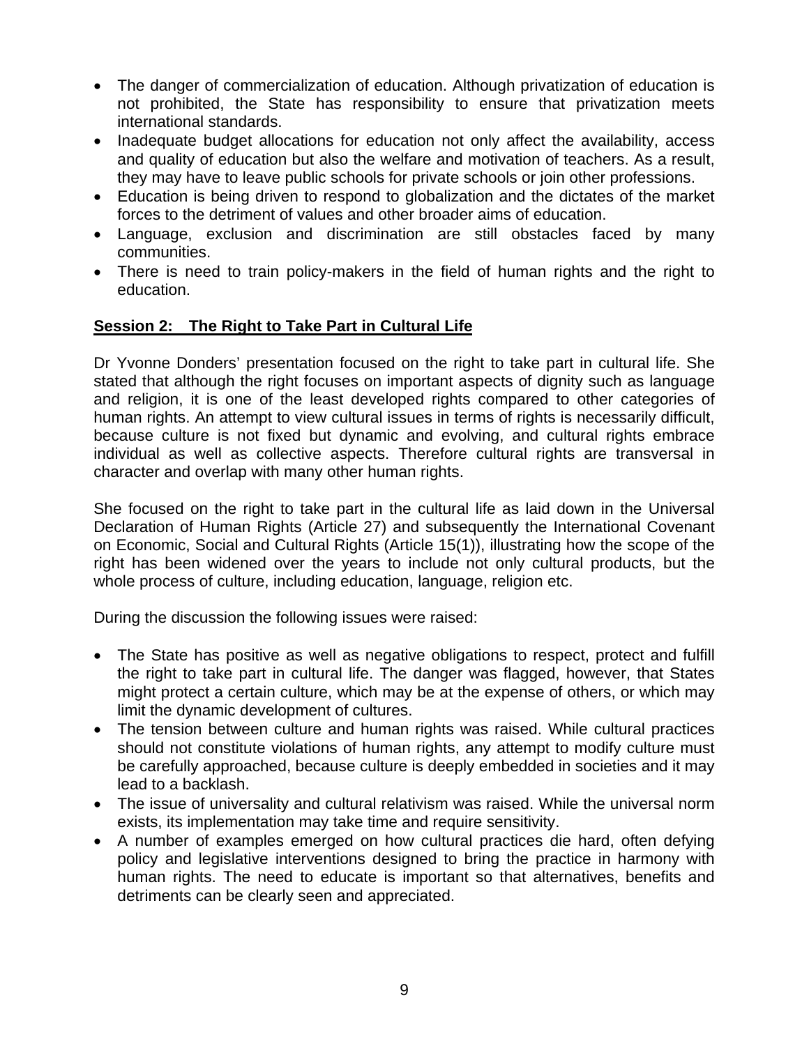- The danger of commercialization of education. Although privatization of education is not prohibited, the State has responsibility to ensure that privatization meets international standards.
- Inadequate budget allocations for education not only affect the availability, access and quality of education but also the welfare and motivation of teachers. As a result, they may have to leave public schools for private schools or join other professions.
- Education is being driven to respond to globalization and the dictates of the market forces to the detriment of values and other broader aims of education.
- Language, exclusion and discrimination are still obstacles faced by many communities.
- There is need to train policy-makers in the field of human rights and the right to education.

**Session 2: The Right to Take Part in Cultural Life**

Dr Yvonne Donders' presentation focused on the right to take part in cultural life. She stated that although the right focuses on important aspects of dignity such as language and religion, it is one of the least developed rights compared to other categories of human rights. An attempt to view cultural issues in terms of rights is necessarily difficult, because culture is not fixed but dynamic and evolving, and cultural rights embrace individual as well as collective aspects. Therefore cultural rights are transversal in character and overlap with many other human rights.

She focused on the right to take part in the cultural life as laid down in the Universal Declaration of Human Rights (Article 27) and subsequently the International Covenant on Economic, Social and Cultural Rights (Article 15(1)), illustrating how the scope of the right has been widened over the years to include not only cultural products, but the whole process of culture, including education, language, religion etc.

During the discussion the following issues were raised:

- The State has positive as well as negative obligations to respect, protect and fulfill the right to take part in cultural life. The danger was flagged, however, that States might protect a certain culture, which may be at the expense of others, or which may limit the dynamic development of cultures.
- The tension between culture and human rights was raised. While cultural practices should not constitute violations of human rights, any attempt to modify culture must be carefully approached, because culture is deeply embedded in societies and it may lead to a backlash.
- The issue of universality and cultural relativism was raised. While the universal norm exists, its implementation may take time and require sensitivity.
- A number of examples emerged on how cultural practices die hard, often defying policy and legislative interventions designed to bring the practice in harmony with human rights. The need to educate is important so that alternatives, benefits and detriments can be clearly seen and appreciated.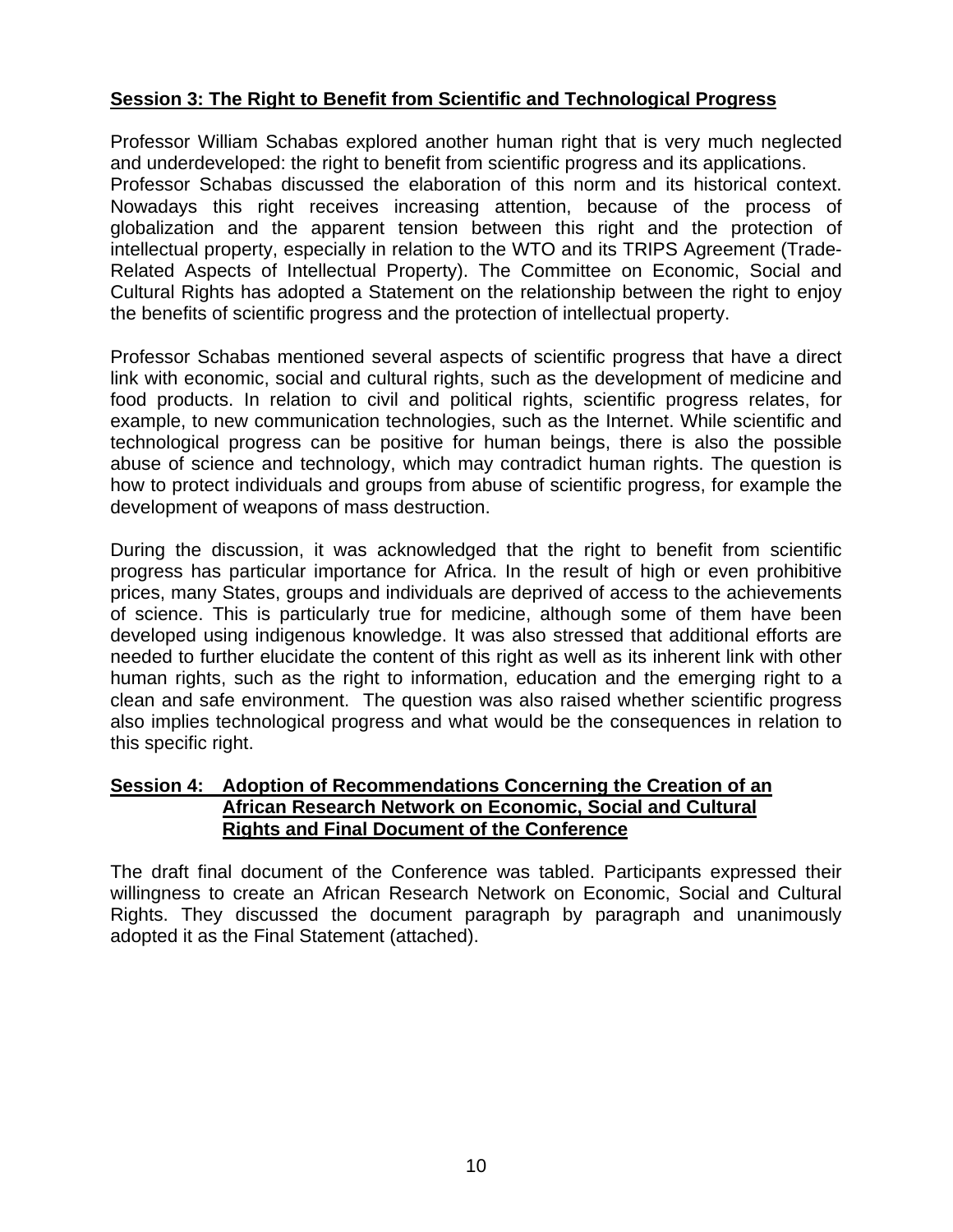**Session 3: The Right to Benefit from Scientific and Technological Progress**

Professor William Schabas explored another human right that is very much neglected and underdeveloped: the right to benefit from scientific progress and its applications. Professor Schabas discussed the elaboration of this norm and its historical context. Nowadays this right receives increasing attention, because of the process of globalization and the apparent tension between this right and the protection of intellectual property, especially in relation to the WTO and its TRIPS Agreement (Trade-Related Aspects of Intellectual Property). The Committee on Economic, Social and Cultural Rights has adopted a Statement on the relationship between the right to enjoy the benefits of scientific progress and the protection of intellectual property.

Professor Schabas mentioned several aspects of scientific progress that have a direct link with economic, social and cultural rights, such as the development of medicine and food products. In relation to civil and political rights, scientific progress relates, for example, to new communication technologies, such as the Internet. While scientific and technological progress can be positive for human beings, there is also the possible abuse of science and technology, which may contradict human rights. The question is how to protect individuals and groups from abuse of scientific progress, for example the development of weapons of mass destruction.

During the discussion, it was acknowledged that the right to benefit from scientific progress has particular importance for Africa. In the result of high or even prohibitive prices, many States, groups and individuals are deprived of access to the achievements of science. This is particularly true for medicine, although some of them have been developed using indigenous knowledge. It was also stressed that additional efforts are needed to further elucidate the content of this right as well as its inherent link with other human rights, such as the right to information, education and the emerging right to a clean and safe environment. The question was also raised whether scientific progress also implies technological progress and what would be the consequences in relation to this specific right.

**Session 4: Adoption of Recommendations Concerning the Creation of an African Research Network on Economic, Social and Cultural Rights and Final Document of the Conference**

The draft final document of the Conference was tabled. Participants expressed their willingness to create an African Research Network on Economic, Social and Cultural Rights. They discussed the document paragraph by paragraph and unanimously adopted it as the Final Statement (attached).